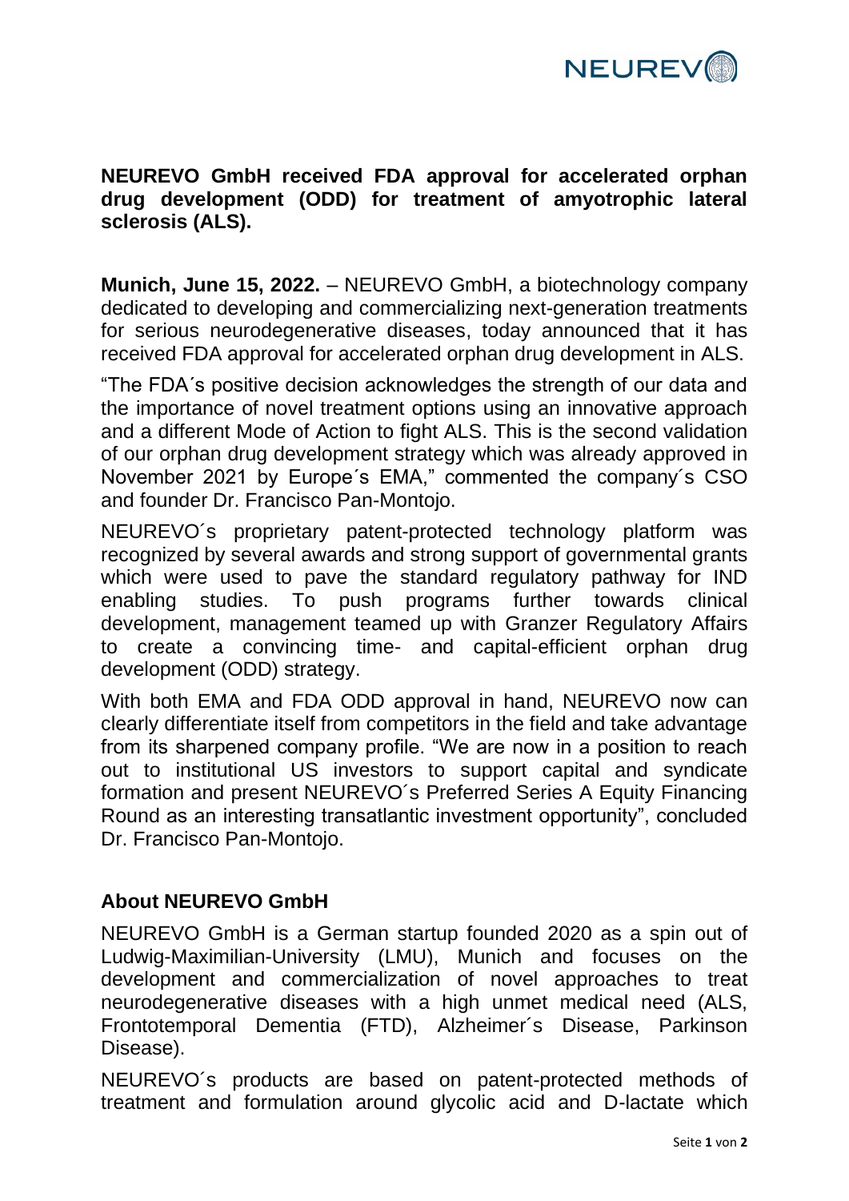**NEUREVO GmbH received FDA approval for accelerated orphan drug development (ODD) for treatment of amyotrophic lateral sclerosis (ALS).**

**Munich, June 15, 2022.** – NEUREVO GmbH, a biotechnology company dedicated to developing and commercializing next-generation treatments for serious neurodegenerative diseases, today announced that it has received FDA approval for accelerated orphan drug development in ALS.

"The FDA´s positive decision acknowledges the strength of our data and the importance of novel treatment options using an innovative approach and a different Mode of Action to fight ALS. This is the second validation of our orphan drug development strategy which was already approved in November 2021 by Europe´s EMA," commented the company´s CSO and founder Dr. Francisco Pan-Montojo.

NEUREVO´s proprietary patent-protected technology platform was recognized by several awards and strong support of governmental grants which were used to pave the standard regulatory pathway for IND enabling studies. To push programs further towards clinical development, management teamed up with Granzer Regulatory Affairs to create a convincing time- and capital-efficient orphan drug development (ODD) strategy.

With both EMA and FDA ODD approval in hand, NEUREVO now can clearly differentiate itself from competitors in the field and take advantage from its sharpened company profile. "We are now in a position to reach out to institutional US investors to support capital and syndicate formation and present NEUREVO´s Preferred Series A Equity Financing Round as an interesting transatlantic investment opportunity", concluded Dr. Francisco Pan-Montojo.

## About NEUREVO GmbH

NEUREVO GmbH is a German startup founded 2020 as a spin out of Ludwig-Maximilian-University (LMU), Munich and focuses on the development and commercialization of novel approaches to treat neurodegenerative diseases with a high unmet medical need (ALS, Frontotemporal Dementia (FTD), Alzheimer´s Disease, Parkinson Disease).

NEUREVO´s products are based on patent-protected methods of treatment and formulation around glycolic acid and D-lactate which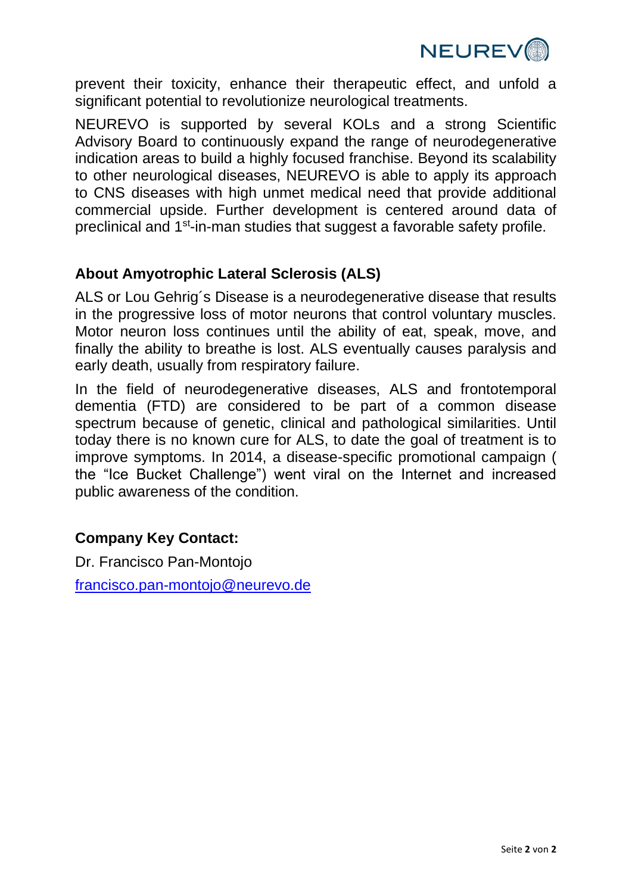prevent their toxicity, enhance their therapeutic effect, and unfold a significant potential to revolutionize neurological treatments.

NEUREVO is supported by several KOLs and a strong Scientific Advisory Board to continuously expand the range of neurodegenerative indication areas to build a highly focused franchise. Beyond its scalability to other neurological diseases, NEUREVO is able to apply its approach to CNS diseases with high unmet medical need that provide additional commercial upside. Further development is centered around data of preclinical and 1st-in-man studies that suggest a favorable safety profile.

## About Amyotrophic Lateral Sclerosis (ALS)

ALS or Lou Gehrig´s Disease is a neurodegenerative disease that results in the progressive loss of motor neurons that control voluntary muscles. Motor neuron loss continues until the ability of eat, speak, move, and finally the ability to breathe is lost. ALS eventually causes paralysis and early death, usually from respiratory failure.

In the field of neurodegenerative diseases, ALS and frontotemporal dementia (FTD) are considered to be part of a common disease spectrum because of genetic, clinical and pathological similarities. Until today there is no known cure for ALS, to date the goal of treatment is to improve symptoms. In 2014, a disease-specific promotional campaign ( the "Ice Bucket Challenge") went viral on the Internet and increased public awareness of the condition.

## Company Key Contact:

Dr. Francisco Pan-Montojo

francisco.pan-montojo@neurevo.de